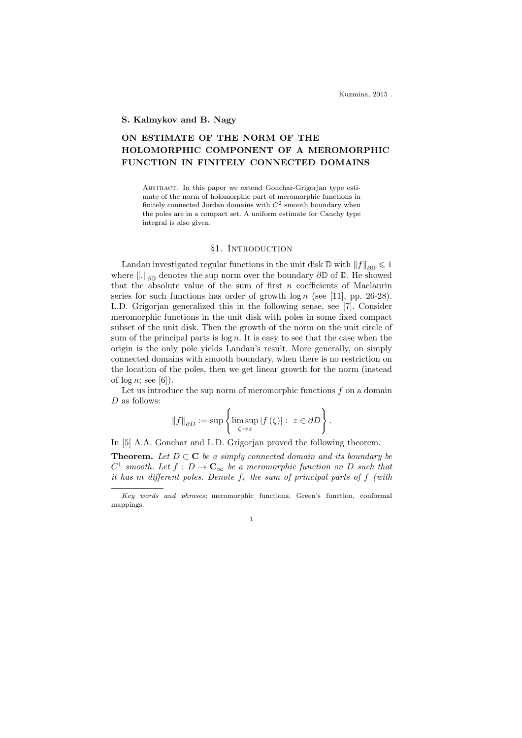Kuzmina, 2015 .

**S. Kalmykov and B. Nagy**

# ON ESTIMATE OF THE NORM OF THE HOLOMORPHIC COMPONENT OF A MEROMORPHIC FUNCTION IN FINITELY CONNECTED DOMAINS

Abstract. In this paper we extend Gonchar-Grigorjan type estimate of the norm of holomorphic part of meromorphic functions in finitely connected Jordan domains with $C^2$ smooth boundary when the poles are in a compact set. A uniform estimate for Cauchy type integral is also given.

## §1. Introduction

Landau investigated regular functions in the unit disk $\mathbb{D}$ with $\|f\|_{\partial\mathbb{D}} \leqslant 1$ where $\|.\|_{\partial\mathbb{D}}$ denotes the sup norm over the boundary $\partial\mathbb{D}$ of $\mathbb{D}$. He showed that the absolute value of the sum of first $n$ coefficients of Maclaurin series for such functions has order of growth $\log n$ (see [11], pp. 26-28). L.D. Grigorjan generalized this in the following sense, see [7]. Consider meromorphic functions in the unit disk with poles in some fixed compact subset of the unit disk. Then the growth of the norm on the unit circle of sum of the principal parts is $\log n$. It is easy to see that the case when the origin is the only pole yields Landau's result. More generally, on simply connected domains with smooth boundary, when there is no restriction on the location of the poles, then we get linear growth for the norm (instead of $\log n$; see [6]).

Let us introduce the sup norm of meromorphic functions $f$ on a domain $D$ as follows:

$$\|f\|_{\partial D} := \sup \left\{ \limsup_{\zeta \to z} |f(\zeta)| : \ z \in \partial D \right\}.$$

In [5] A.A. Gonchar and L.D. Grigorjan proved the following theorem.

**Theorem.** *Let $D \subset \mathbf{C}$ be a simply connected domain and its boundary be $C^1$ smooth. Let $f : D \to \mathbf{C}_\infty$ be a meromorphic function on $D$ such that it has $m$ different poles. Denote $f_r$ the sum of principal parts of $f$ (with*

---

*Key words and phrases*: meromorphic functions, Green's function, conformal mappings.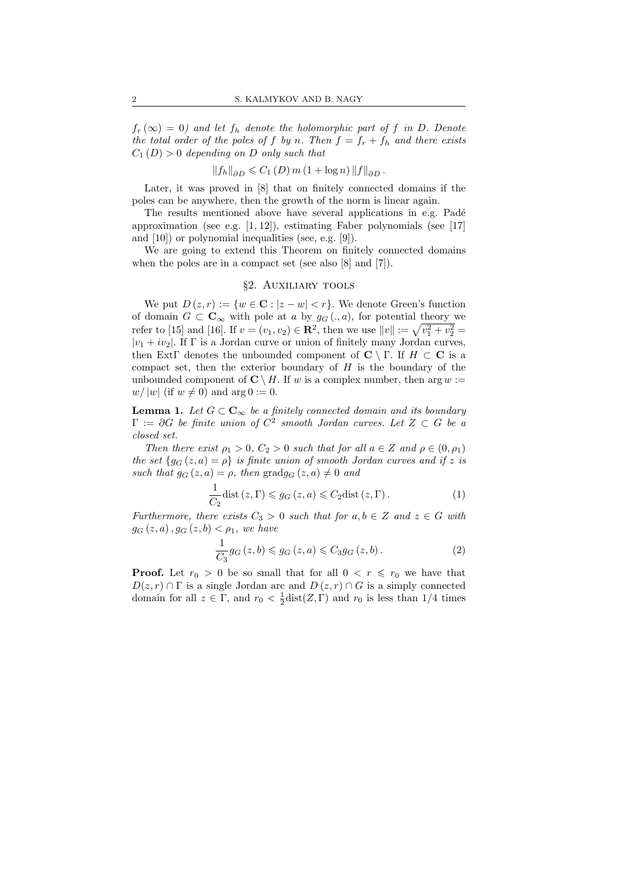*$f_r(\infty) = 0$) and let $f_h$ denote the holomorphic part of $f$ in $D$. Denote the total order of the poles of $f$ by $n$. Then $f = f_r + f_h$ and there exists $C_1(D) > 0$ depending on $D$ only such that*

$$\|f_h\|_{\partial D} \leqslant C_1(D)\, m\,(1 + \log n)\, \|f\|_{\partial D}.$$

Later, it was proved in [8] that on finitely connected domains if the poles can be anywhere, then the growth of the norm is linear again.

The results mentioned above have several applications in e.g. Padé approximation (see e.g. [1, 12]), estimating Faber polynomials (see [17] and [10]) or polynomial inequalities (see, e.g. [9]).

We are going to extend this Theorem on finitely connected domains when the poles are in a compact set (see also [8] and [7]).

## §2. Auxiliary tools

We put $D(z,r) := \{w \in \mathbf{C} : |z - w| < r\}$. We denote Green's function of domain $G \subset \mathbf{C}_\infty$ with pole at $a$ by $g_G(.,a)$, for potential theory we refer to [15] and [16]. If $v = (v_1, v_2) \in \mathbf{R}^2$, then we use $\|v\| := \sqrt{v_1^2 + v_2^2} = |v_1 + iv_2|$. If $\Gamma$ is a Jordan curve or union of finitely many Jordan curves, then $\mathrm{Ext}\Gamma$ denotes the unbounded component of $\mathbf{C} \setminus \Gamma$. If $H \subset \mathbf{C}$ is a compact set, then the exterior boundary of $H$ is the boundary of the unbounded component of $\mathbf{C} \setminus H$. If $w$ is a complex number, then $\arg w := w/|w|$ (if $w \neq 0$) and $\arg 0 := 0$.

**Lemma 1.** *Let $G \subset \mathbf{C}_\infty$ be a finitely connected domain and its boundary $\Gamma := \partial G$ be finite union of $C^2$ smooth Jordan curves. Let $Z \subset G$ be a closed set.*

*Then there exist $\rho_1 > 0$, $C_2 > 0$ such that for all $a \in Z$ and $\rho \in (0, \rho_1)$ the set $\{g_G(z,a) = \rho\}$ is finite union of smooth Jordan curves and if $z$ is such that $g_G(z,a) = \rho$, then $\mathrm{grad} g_G(z,a) \neq 0$ and*

$$\frac{1}{C_2} \mathrm{dist}(z, \Gamma) \leqslant g_G(z,a) \leqslant C_2 \mathrm{dist}(z, \Gamma). \tag{1}$$

*Furthermore, there exists $C_3 > 0$ such that for $a, b \in Z$ and $z \in G$ with $g_G(z,a), g_G(z,b) < \rho_1$, we have*

$$\frac{1}{C_3} g_G(z,b) \leqslant g_G(z,a) \leqslant C_3 g_G(z,b). \tag{2}$$

**Proof.** Let $r_0 > 0$ be so small that for all $0 < r \leqslant r_0$ we have that $D(z,r) \cap \Gamma$ is a single Jordan arc and $D(z,r) \cap G$ is a simply connected domain for all $z \in \Gamma$, and $r_0 < \frac{1}{2}\mathrm{dist}(Z, \Gamma)$ and $r_0$ is less than 1/4 times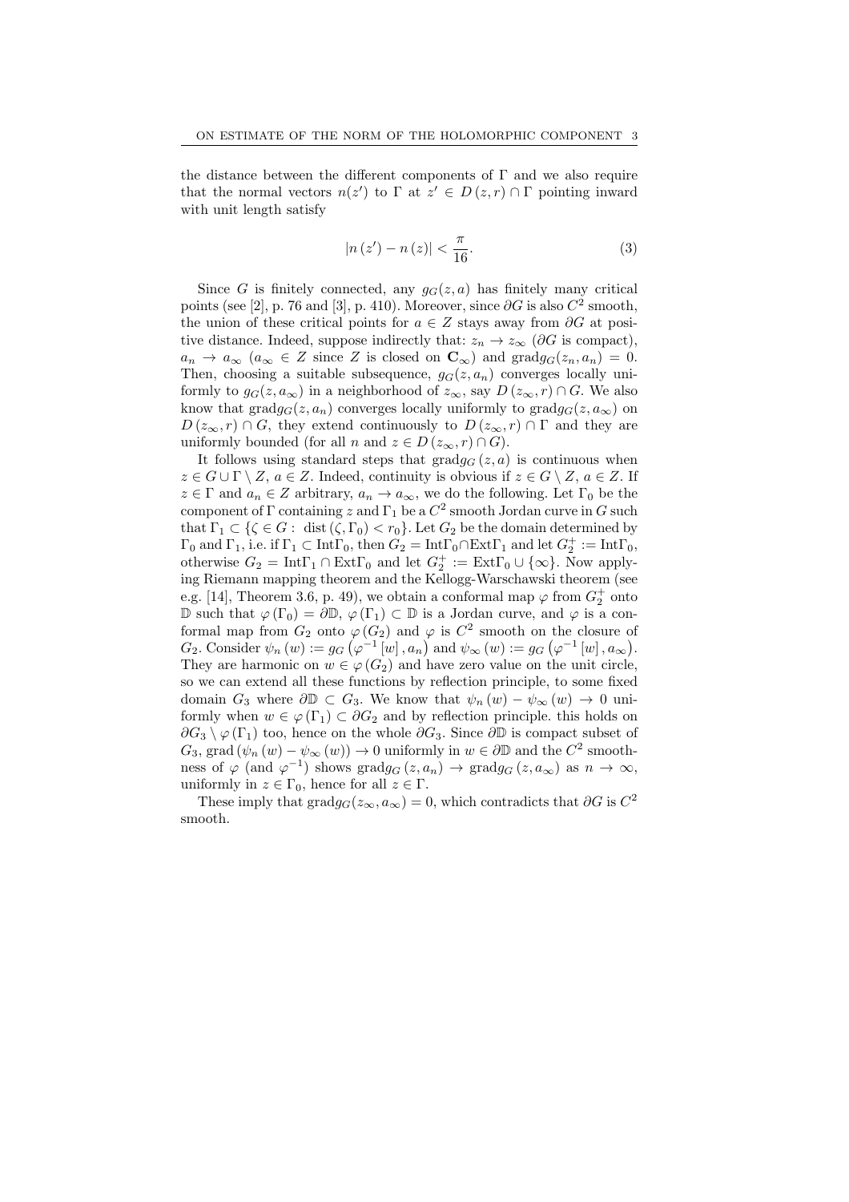the distance between the different components of $\Gamma$ and we also require that the normal vectors $n(z')$ to $\Gamma$ at $z' \in D(z,r) \cap \Gamma$ pointing inward with unit length satisfy

$$|n(z') - n(z)| < \frac{\pi}{16}. \tag{3}$$

Since $G$ is finitely connected, any $g_G(z,a)$ has finitely many critical points (see [2], p. 76 and [3], p. 410). Moreover, since $\partial G$ is also $C^2$ smooth, the union of these critical points for $a \in Z$ stays away from $\partial G$ at positive distance. Indeed, suppose indirectly that: $z_n \to z_\infty$ ($\partial G$ is compact), $a_n \to a_\infty$ ($a_\infty \in Z$ since $Z$ is closed on $\mathbf{C}_\infty$) and $\mathrm{grad} g_G(z_n, a_n) = 0$. Then, choosing a suitable subsequence, $g_G(z, a_n)$ converges locally uniformly to $g_G(z, a_\infty)$ in a neighborhood of $z_\infty$, say $D(z_\infty, r) \cap G$. We also know that $\mathrm{grad} g_G(z, a_n)$ converges locally uniformly to $\mathrm{grad} g_G(z, a_\infty)$ on $D(z_\infty, r) \cap G$, they extend continuously to $D(z_\infty, r) \cap \Gamma$ and they are uniformly bounded (for all $n$ and $z \in D(z_\infty, r) \cap G$).

It follows using standard steps that $\mathrm{grad} g_G(z,a)$ is continuous when $z \in G \cup \Gamma \setminus Z$, $a \in Z$. Indeed, continuity is obvious if $z \in G \setminus Z$, $a \in Z$. If $z \in \Gamma$ and $a_n \in Z$ arbitrary, $a_n \to a_\infty$, we do the following. Let $\Gamma_0$ be the component of $\Gamma$ containing $z$ and $\Gamma_1$ be a $C^2$ smooth Jordan curve in $G$ such that $\Gamma_1 \subset \{\zeta \in G : \ \mathrm{dist}(\zeta, \Gamma_0) < r_0\}$. Let $G_2$ be the domain determined by $\Gamma_0$ and $\Gamma_1$, i.e. if $\Gamma_1 \subset \mathrm{Int}\Gamma_0$, then $G_2 = \mathrm{Int}\Gamma_0 \cap \mathrm{Ext}\Gamma_1$ and let $G_2^+ := \mathrm{Int}\Gamma_0$, otherwise $G_2 = \mathrm{Int}\Gamma_1 \cap \mathrm{Ext}\Gamma_0$ and let $G_2^+ := \mathrm{Ext}\Gamma_0 \cup \{\infty\}$. Now applying Riemann mapping theorem and the Kellogg-Warschawski theorem (see e.g. [14], Theorem 3.6, p. 49), we obtain a conformal map $\varphi$ from $G_2^+$ onto $\mathbb{D}$ such that $\varphi(\Gamma_0) = \partial\mathbb{D}$, $\varphi(\Gamma_1) \subset \mathbb{D}$ is a Jordan curve, and $\varphi$ is a conformal map from $G_2$ onto $\varphi(G_2)$ and $\varphi$ is $C^2$ smooth on the closure of $G_2$. Consider $\psi_n(w) := g_G(\varphi^{-1}[w], a_n)$ and $\psi_\infty(w) := g_G(\varphi^{-1}[w], a_\infty)$. They are harmonic on $w \in \varphi(G_2)$ and have zero value on the unit circle, so we can extend all these functions by reflection principle, to some fixed domain $G_3$ where $\partial\mathbb{D} \subset G_3$. We know that $\psi_n(w) - \psi_\infty(w) \to 0$ uniformly when $w \in \varphi(\Gamma_1) \subset \partial G_2$ and by reflection principle. this holds on $\partial G_3 \setminus \varphi(\Gamma_1)$ too, hence on the whole $\partial G_3$. Since $\partial\mathbb{D}$ is compact subset of $G_3$, $\mathrm{grad}(\psi_n(w) - \psi_\infty(w)) \to 0$ uniformly in $w \in \partial\mathbb{D}$ and the $C^2$ smoothness of $\varphi$ (and $\varphi^{-1}$) shows $\mathrm{grad} g_G(z, a_n) \to \mathrm{grad} g_G(z, a_\infty)$ as $n \to \infty$, uniformly in $z \in \Gamma_0$, hence for all $z \in \Gamma$.

These imply that $\mathrm{grad} g_G(z_\infty, a_\infty) = 0$, which contradicts that $\partial G$ is $C^2$ smooth.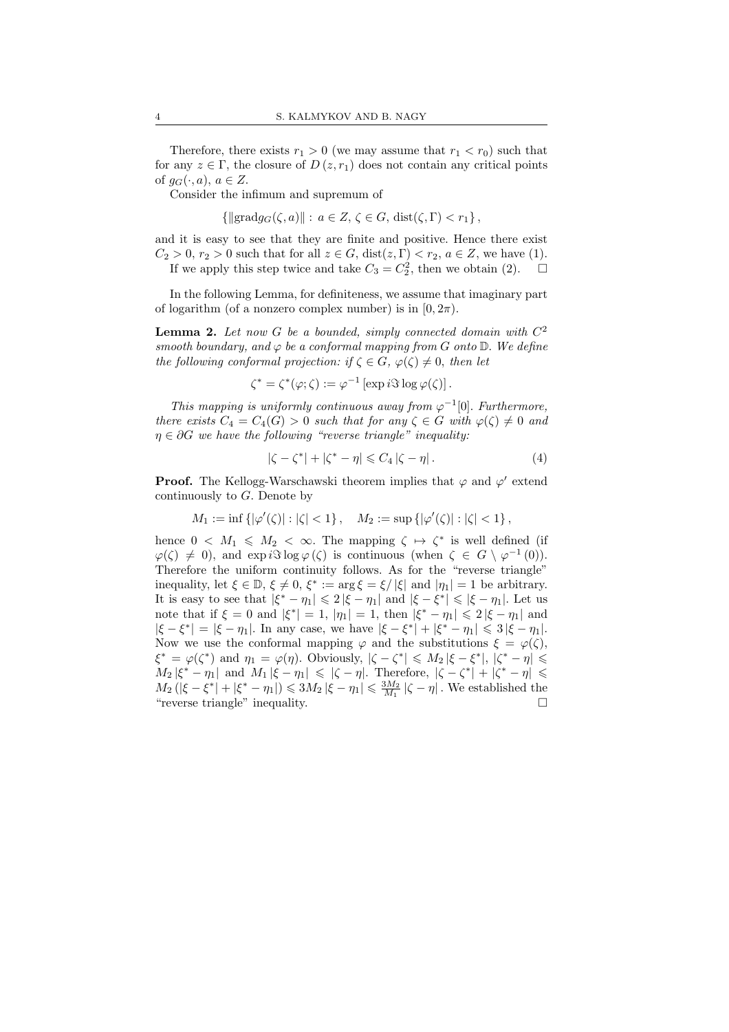Therefore, there exists $r_1 > 0$ (we may assume that $r_1 < r_0$) such that for any $z \in \Gamma$, the closure of $D(z, r_1)$ does not contain any critical points of $g_G(\cdot, a)$, $a \in Z$.

Consider the infimum and supremum of

$$\{\|\mathrm{grad} g_G(\zeta, a)\| : a \in Z, \zeta \in G, \mathrm{dist}(\zeta, \Gamma) < r_1\},$$

and it is easy to see that they are finite and positive. Hence there exist $C_2 > 0$, $r_2 > 0$ such that for all $z \in G$, $\mathrm{dist}(z, \Gamma) < r_2$, $a \in Z$, we have (1).

If we apply this step twice and take $C_3 = C_2^2$, then we obtain (2). $\square$

In the following Lemma, for definiteness, we assume that imaginary part of logarithm (of a nonzero complex number) is in $[0, 2\pi)$.

**Lemma 2.** *Let now $G$ be a bounded, simply connected domain with $C^2$ smooth boundary, and $\varphi$ be a conformal mapping from $G$ onto $\mathbb{D}$. We define the following conformal projection: if $\zeta \in G$, $\varphi(\zeta) \neq 0$, then let*

$$\zeta^* = \zeta^*(\varphi; \zeta) := \varphi^{-1}[\exp i\Im \log \varphi(\zeta)].$$

*This mapping is uniformly continuous away from $\varphi^{-1}[0]$. Furthermore, there exists $C_4 = C_4(G) > 0$ such that for any $\zeta \in G$ with $\varphi(\zeta) \neq 0$ and $\eta \in \partial G$ we have the following "reverse triangle" inequality:*

$$|\zeta - \zeta^*| + |\zeta^* - \eta| \leqslant C_4 |\zeta - \eta|. \tag{4}$$

**Proof.** The Kellogg-Warschawski theorem implies that $\varphi$ and $\varphi'$ extend continuously to $G$. Denote by

$$M_1 := \inf\{|\varphi'(\zeta)| : |\zeta| < 1\}, \quad M_2 := \sup\{|\varphi'(\zeta)| : |\zeta| < 1\},$$

hence $0 < M_1 \leqslant M_2 < \infty$. The mapping $\zeta \mapsto \zeta^*$ is well defined (if $\varphi(\zeta) \neq 0$), and $\exp i\Im \log \varphi(\zeta)$ is continuous (when $\zeta \in G \setminus \varphi^{-1}(0)$). Therefore the uniform continuity follows. As for the "reverse triangle" inequality, let $\xi \in \mathbb{D}$, $\xi \neq 0$, $\xi^* := \arg \xi = \xi/|\xi|$ and $|\eta_1| = 1$ be arbitrary. It is easy to see that $|\xi^* - \eta_1| \leqslant 2|\xi - \eta_1|$ and $|\xi - \xi^*| \leqslant |\xi - \eta_1|$. Let us note that if $\xi = 0$ and $|\xi^*| = 1$, $|\eta_1| = 1$, then $|\xi^* - \eta_1| \leqslant 2|\xi - \eta_1|$ and $|\xi - \xi^*| = |\xi - \eta_1|$. In any case, we have $|\xi - \xi^*| + |\xi^* - \eta_1| \leqslant 3|\xi - \eta_1|$. Now we use the conformal mapping $\varphi$ and the substitutions $\xi = \varphi(\zeta)$, $\xi^* = \varphi(\zeta^*)$ and $\eta_1 = \varphi(\eta)$. Obviously, $|\zeta - \zeta^*| \leqslant M_2|\xi - \xi^*|$, $|\zeta^* - \eta| \leqslant M_2|\xi^* - \eta_1|$ and $M_1|\xi - \eta_1| \leqslant |\zeta - \eta|$. Therefore, $|\zeta - \zeta^*| + |\zeta^* - \eta| \leqslant M_2(|\xi - \xi^*| + |\xi^* - \eta_1|) \leqslant 3M_2|\xi - \eta_1| \leqslant \frac{3M_2}{M_1}|\zeta - \eta|$. We established the "reverse triangle" inequality. $\square$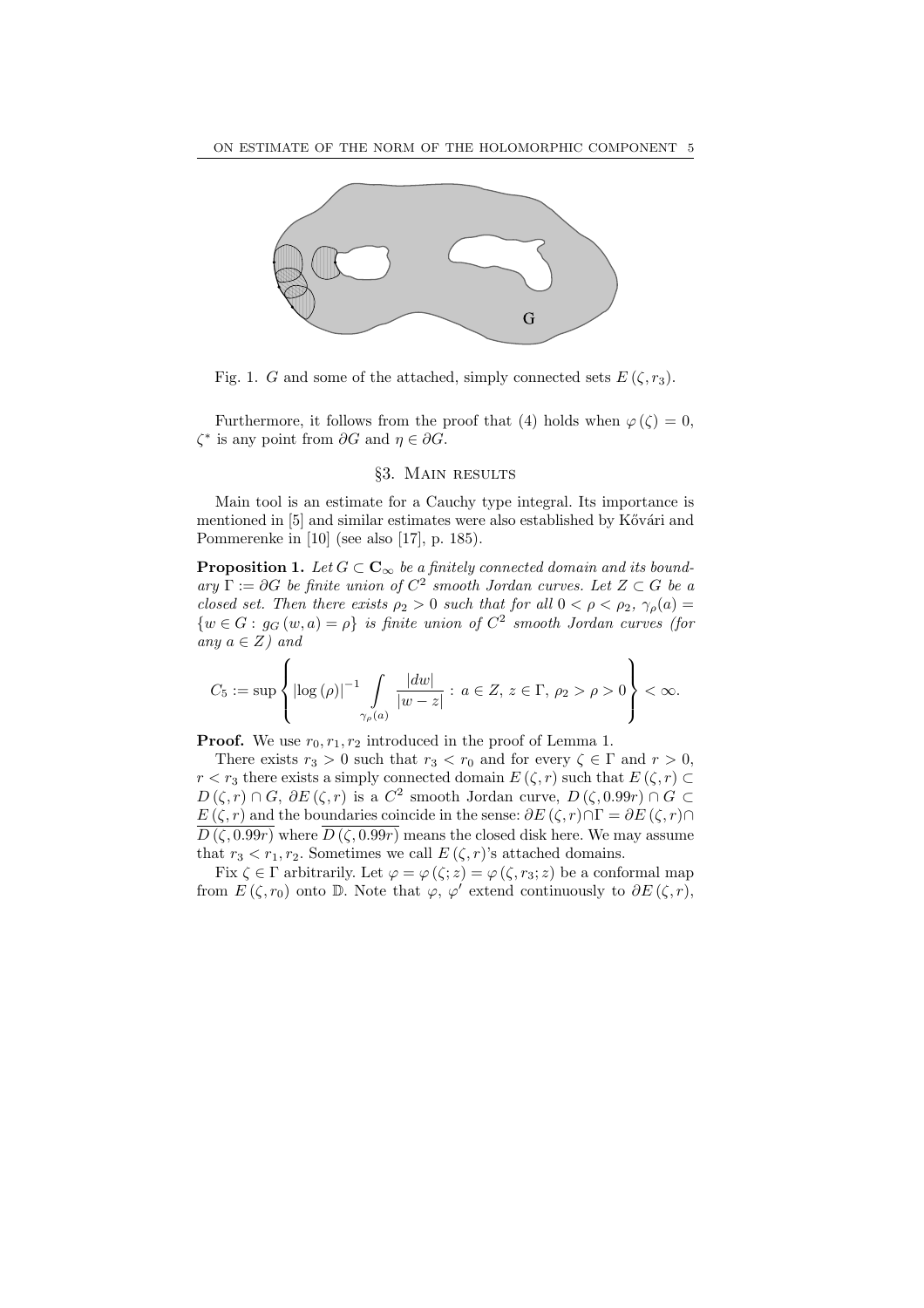Fig. 1. $G$ and some of the attached, simply connected sets $E(\zeta, r_3)$.

Furthermore, it follows from the proof that (4) holds when $\varphi(\zeta) = 0$, $\zeta^*$ is any point from $\partial G$ and $\eta \in \partial G$.

## §3. Main results

Main tool is an estimate for a Cauchy type integral. Its importance is mentioned in [5] and similar estimates were also established by Kővári and Pommerenke in [10] (see also [17], p. 185).

**Proposition 1.** *Let $G \subset \mathbf{C}_\infty$ be a finitely connected domain and its boundary $\Gamma := \partial G$ be finite union of $C^2$ smooth Jordan curves. Let $Z \subset G$ be a closed set. Then there exists $\rho_2 > 0$ such that for all $0 < \rho < \rho_2$, $\gamma_\rho(a) = \{w \in G : g_G(w, a) = \rho\}$ is finite union of $C^2$ smooth Jordan curves (for any $a \in Z$) and*

$$C_5 := \sup \left\{ |\log(\rho)|^{-1} \int\limits_{\gamma_\rho(a)} \frac{|dw|}{|w - z|} : a \in Z,\, z \in \Gamma,\, \rho_2 > \rho > 0 \right\} < \infty.$$

**Proof.** We use $r_0, r_1, r_2$ introduced in the proof of Lemma 1.

There exists $r_3 > 0$ such that $r_3 < r_0$ and for every $\zeta \in \Gamma$ and $r > 0$, $r < r_3$ there exists a simply connected domain $E(\zeta, r)$ such that $E(\zeta, r) \subset D(\zeta, r) \cap G$, $\partial E(\zeta, r)$ is a $C^2$ smooth Jordan curve, $D(\zeta, 0.99r) \cap G \subset \overline{E(\zeta, r)}$ and the boundaries coincide in the sense: $\partial E(\zeta, r) \cap \Gamma = \partial E(\zeta, r) \cap \overline{D(\zeta, 0.99r)}$ where $\overline{D(\zeta, 0.99r)}$ means the closed disk here. We may assume that $r_3 < r_1, r_2$. Sometimes we call $E(\zeta, r)$'s attached domains.

Fix $\zeta \in \Gamma$ arbitrarily. Let $\varphi = \varphi(\zeta; z) = \varphi(\zeta, r_3; z)$ be a conformal map from $E(\zeta, r_0)$ onto $\mathbb{D}$. Note that $\varphi$, $\varphi'$ extend continuously to $\partial E(\zeta, r)$,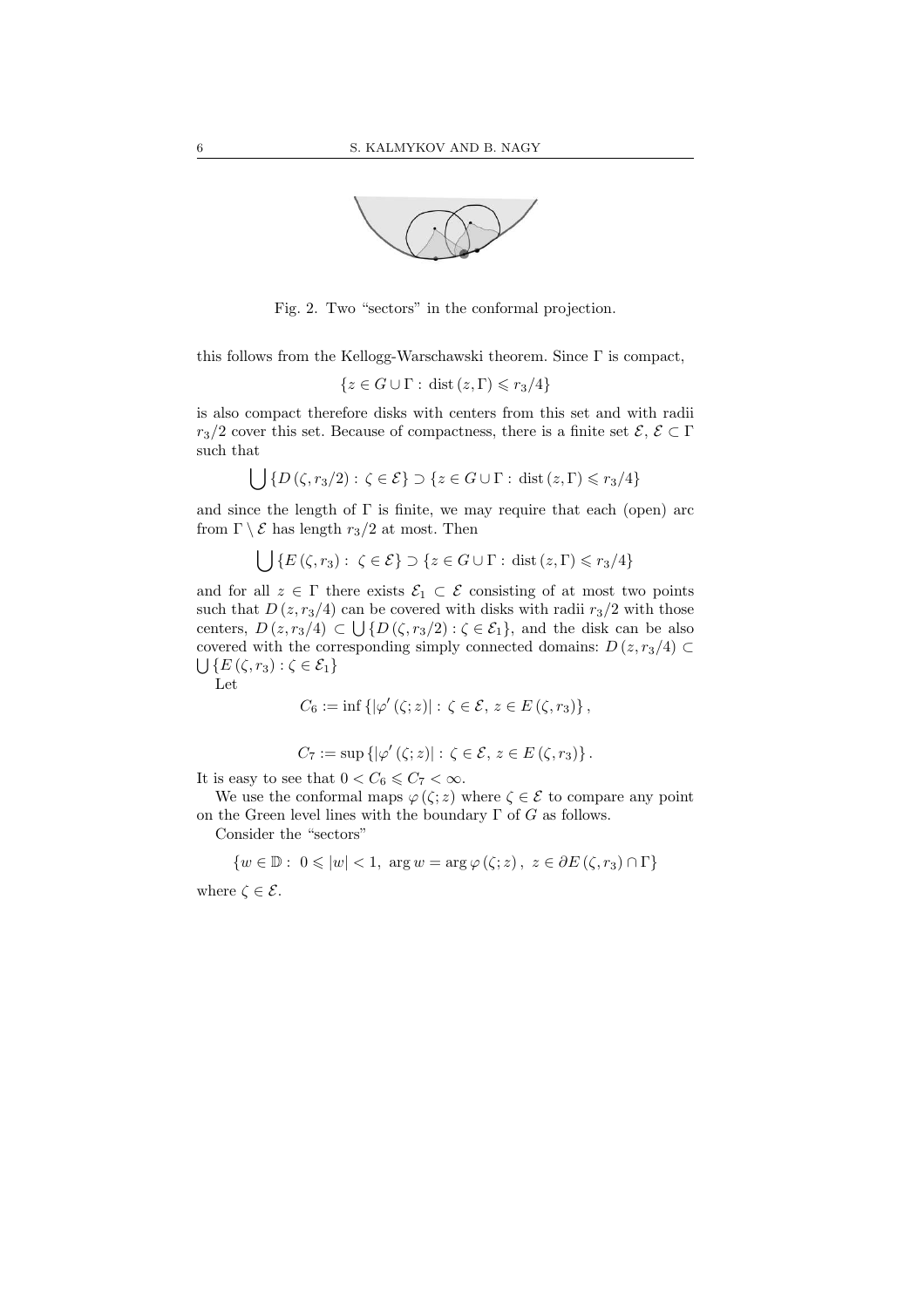Fig. 2. Two "sectors" in the conformal projection.

this follows from the Kellogg-Warschawski theorem. Since $\Gamma$ is compact,

$$\{z \in G \cup \Gamma : \operatorname{dist}(z, \Gamma) \leqslant r_3/4\}$$

is also compact therefore disks with centers from this set and with radii $r_3/2$ cover this set. Because of compactness, there is a finite set $\mathcal{E}$, $\mathcal{E} \subset \Gamma$ such that

$$\bigcup \{D(\zeta, r_3/2) : \zeta \in \mathcal{E}\} \supset \{z \in G \cup \Gamma : \operatorname{dist}(z, \Gamma) \leqslant r_3/4\}$$

and since the length of $\Gamma$ is finite, we may require that each (open) arc from $\Gamma \setminus \mathcal{E}$ has length $r_3/2$ at most. Then

$$\bigcup \{E(\zeta, r_3) : \zeta \in \mathcal{E}\} \supset \{z \in G \cup \Gamma : \operatorname{dist}(z, \Gamma) \leqslant r_3/4\}$$

and for all $z \in \Gamma$ there exists $\mathcal{E}_1 \subset \mathcal{E}$ consisting of at most two points such that $D(z, r_3/4)$ can be covered with disks with radii $r_3/2$ with those centers, $D(z, r_3/4) \subset \bigcup \{D(\zeta, r_3/2) : \zeta \in \mathcal{E}_1\}$, and the disk can be also covered with the corresponding simply connected domains: $D(z, r_3/4) \subset \bigcup \{E(\zeta, r_3) : \zeta \in \mathcal{E}_1\}$

Let

$$C_6 := \inf \{|\varphi'(\zeta; z)| : \zeta \in \mathcal{E},\ z \in E(\zeta, r_3)\},$$

$$C_7 := \sup \{|\varphi'(\zeta; z)| : \zeta \in \mathcal{E},\ z \in E(\zeta, r_3)\}.$$

It is easy to see that $0 < C_6 \leqslant C_7 < \infty$.

We use the conformal maps $\varphi(\zeta; z)$ where $\zeta \in \mathcal{E}$ to compare any point on the Green level lines with the boundary $\Gamma$ of $G$ as follows.

Consider the "sectors"

$$\{w \in \mathbb{D} : 0 \leqslant |w| < 1,\ \arg w = \arg \varphi(\zeta; z),\ z \in \partial E(\zeta, r_3) \cap \Gamma\}$$

where $\zeta \in \mathcal{E}$.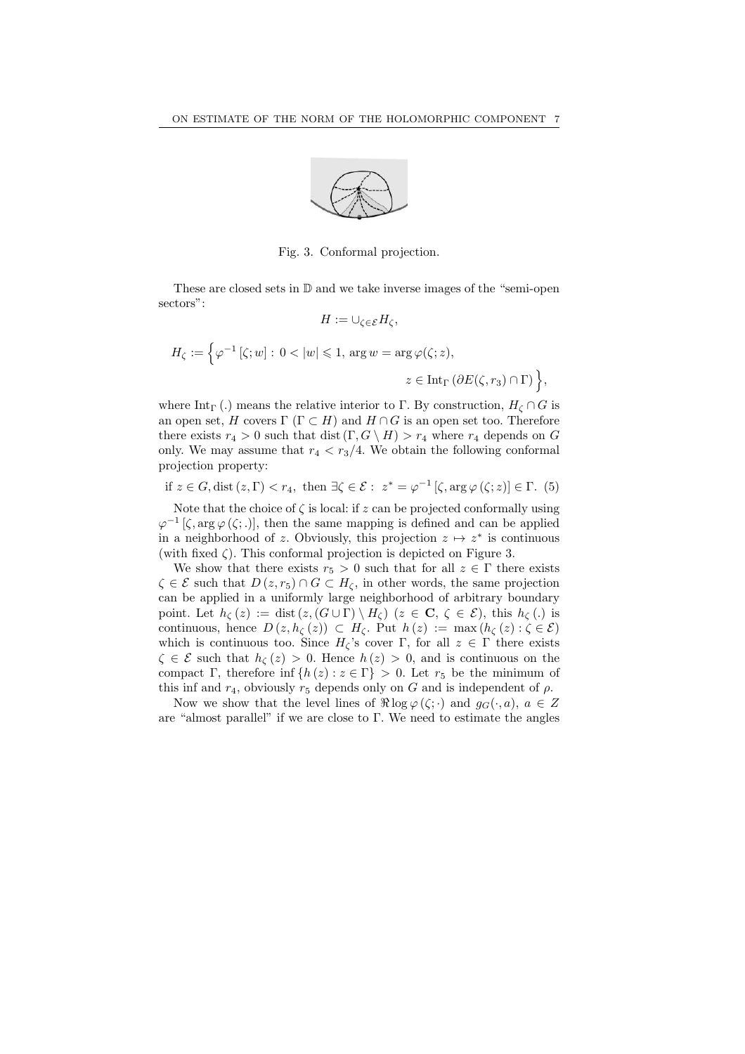Fig. 3. Conformal projection.

These are closed sets in $\mathbb{D}$ and we take inverse images of the "semi-open sectors":

$$H := \cup_{\zeta \in \mathcal{E}} H_\zeta,$$

$$H_\zeta := \Big\{ \varphi^{-1}[\zeta; w] : 0 < |w| \leqslant 1, \arg w = \arg \varphi(\zeta; z), \\ z \in \operatorname{Int}_\Gamma (\partial E(\zeta, r_3) \cap \Gamma) \Big\},$$

where $\operatorname{Int}_\Gamma(.)$ means the relative interior to $\Gamma$. By construction, $H_\zeta \cap G$ is an open set, $H$ covers $\Gamma$ ($\Gamma \subset H$) and $H \cap G$ is an open set too. Therefore there exists $r_4 > 0$ such that $\operatorname{dist}(\Gamma, G \setminus H) > r_4$ where $r_4$ depends on $G$ only. We may assume that $r_4 < r_3/4$. We obtain the following conformal projection property:

$$\text{if } z \in G, \operatorname{dist}(z, \Gamma) < r_4, \text{ then } \exists \zeta \in \mathcal{E} : \; z^* = \varphi^{-1}[\zeta, \arg \varphi(\zeta; z)] \in \Gamma. \quad (5)$$

Note that the choice of $\zeta$ is local: if $z$ can be projected conformally using $\varphi^{-1}[\zeta, \arg \varphi(\zeta; .)]$, then the same mapping is defined and can be applied in a neighborhood of $z$. Obviously, this projection $z \mapsto z^*$ is continuous (with fixed $\zeta$). This conformal projection is depicted on Figure 3.

We show that there exists $r_5 > 0$ such that for all $z \in \Gamma$ there exists $\zeta \in \mathcal{E}$ such that $D(z, r_5) \cap G \subset H_\zeta$, in other words, the same projection can be applied in a uniformly large neighborhood of arbitrary boundary point. Let $h_\zeta(z) := \operatorname{dist}(z, (G \cup \Gamma) \setminus H_\zeta)$ ($z \in \mathbf{C}$, $\zeta \in \mathcal{E}$), this $h_\zeta(.)$ is continuous, hence $D(z, h_\zeta(z)) \subset H_\zeta$. Put $h(z) := \max(h_\zeta(z) : \zeta \in \mathcal{E})$ which is continuous too. Since $H_\zeta$'s cover $\Gamma$, for all $z \in \Gamma$ there exists $\zeta \in \mathcal{E}$ such that $h_\zeta(z) > 0$. Hence $h(z) > 0$, and is continuous on the compact $\Gamma$, therefore $\inf\{h(z) : z \in \Gamma\} > 0$. Let $r_5$ be the minimum of this inf and $r_4$, obviously $r_5$ depends only on $G$ and is independent of $\rho$.

Now we show that the level lines of $\Re \log \varphi(\zeta; \cdot)$ and $g_G(\cdot, a)$, $a \in Z$ are "almost parallel" if we are close to $\Gamma$. We need to estimate the angles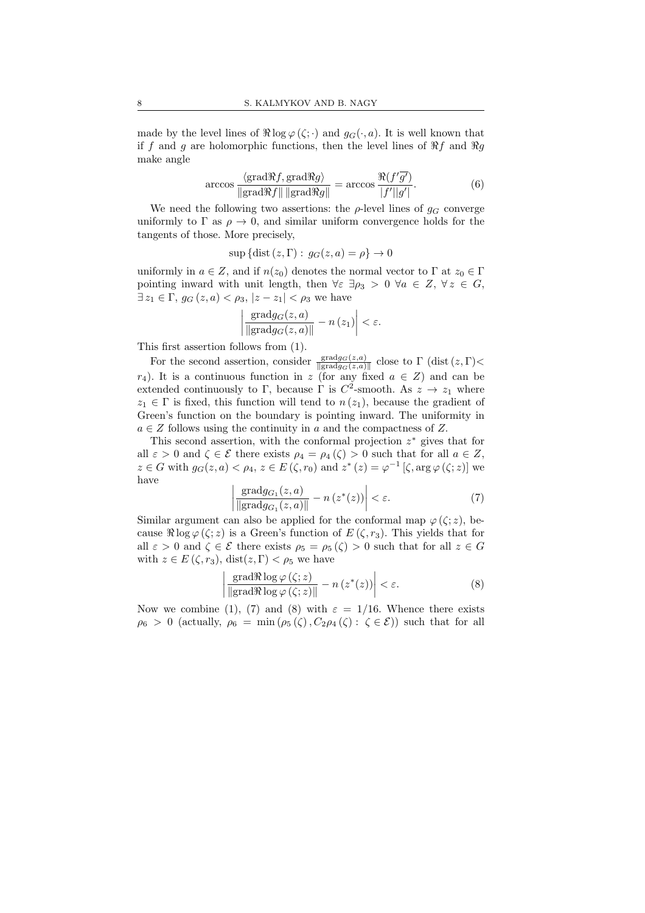made by the level lines of $\Re \log \varphi(\zeta;\cdot)$ and $g_G(\cdot, a)$. It is well known that if $f$ and $g$ are holomorphic functions, then the level lines of $\Re f$ and $\Re g$ make angle

$$\arccos \frac{\langle \mathrm{grad} \Re f, \mathrm{grad} \Re g\rangle}{\|\mathrm{grad} \Re f\| \, \|\mathrm{grad} \Re g\|} = \arccos \frac{\Re(f' \overline{g'})}{|f'||g'|}. \tag{6}$$

We need the following two assertions: the $\rho$-level lines of $g_G$ converge uniformly to $\Gamma$ as $\rho \to 0$, and similar uniform convergence holds for the tangents of those. More precisely,

$$\sup \{ \mathrm{dist}\,(z, \Gamma) : \, g_G(z, a) = \rho \} \to 0$$

uniformly in $a \in Z$, and if $n(z_0)$ denotes the normal vector to $\Gamma$ at $z_0 \in \Gamma$ pointing inward with unit length, then $\forall \varepsilon \; \exists \rho_3 > 0 \; \forall a \in Z$, $\forall z \in G$, $\exists z_1 \in \Gamma$, $g_G(z, a) < \rho_3$, $|z - z_1| < \rho_3$ we have

$$\left| \frac{\mathrm{grad} g_G(z,a)}{\|\mathrm{grad} g_G(z,a)\|} - n(z_1) \right| < \varepsilon.$$

This first assertion follows from (1).

For the second assertion, consider $\frac{\mathrm{grad} g_G(z,a)}{\|\mathrm{grad} g_G(z,a)\|}$ close to $\Gamma$ ($\mathrm{dist}\,(z, \Gamma) < r_4$). It is a continuous function in $z$ (for any fixed $a \in Z$) and can be extended continuously to $\Gamma$, because $\Gamma$ is $C^2$-smooth. As $z \to z_1$ where $z_1 \in \Gamma$ is fixed, this function will tend to $n(z_1)$, because the gradient of Green's function on the boundary is pointing inward. The uniformity in $a \in Z$ follows using the continuity in $a$ and the compactness of $Z$.

This second assertion, with the conformal projection $z^*$ gives that for all $\varepsilon > 0$ and $\zeta \in \mathcal{E}$ there exists $\rho_4 = \rho_4(\zeta) > 0$ such that for all $a \in Z$, $z \in G$ with $g_G(z, a) < \rho_4$, $z \in E(\zeta, r_0)$ and $z^*(z) = \varphi^{-1}[\zeta, \arg \varphi(\zeta; z)]$ we have

$$\left| \frac{\mathrm{grad} g_{G_1}(z,a)}{\|\mathrm{grad} g_{G_1}(z,a)\|} - n(z^*(z)) \right| < \varepsilon. \tag{7}$$

Similar argument can also be applied for the conformal map $\varphi(\zeta; z)$, because $\Re \log \varphi(\zeta; z)$ is a Green's function of $E(\zeta, r_3)$. This yields that for all $\varepsilon > 0$ and $\zeta \in \mathcal{E}$ there exists $\rho_5 = \rho_5(\zeta) > 0$ such that for all $z \in G$ with $z \in E(\zeta, r_3)$, $\mathrm{dist}(z, \Gamma) < \rho_5$ we have

$$\left| \frac{\mathrm{grad} \Re \log \varphi(\zeta; z)}{\|\mathrm{grad} \Re \log \varphi(\zeta; z)\|} - n(z^*(z)) \right| < \varepsilon. \tag{8}$$

Now we combine (1), (7) and (8) with $\varepsilon = 1/16$. Whence there exists $\rho_6 > 0$ (actually, $\rho_6 = \min(\rho_5(\zeta), C_2 \rho_4(\zeta) : \, \zeta \in \mathcal{E})$) such that for all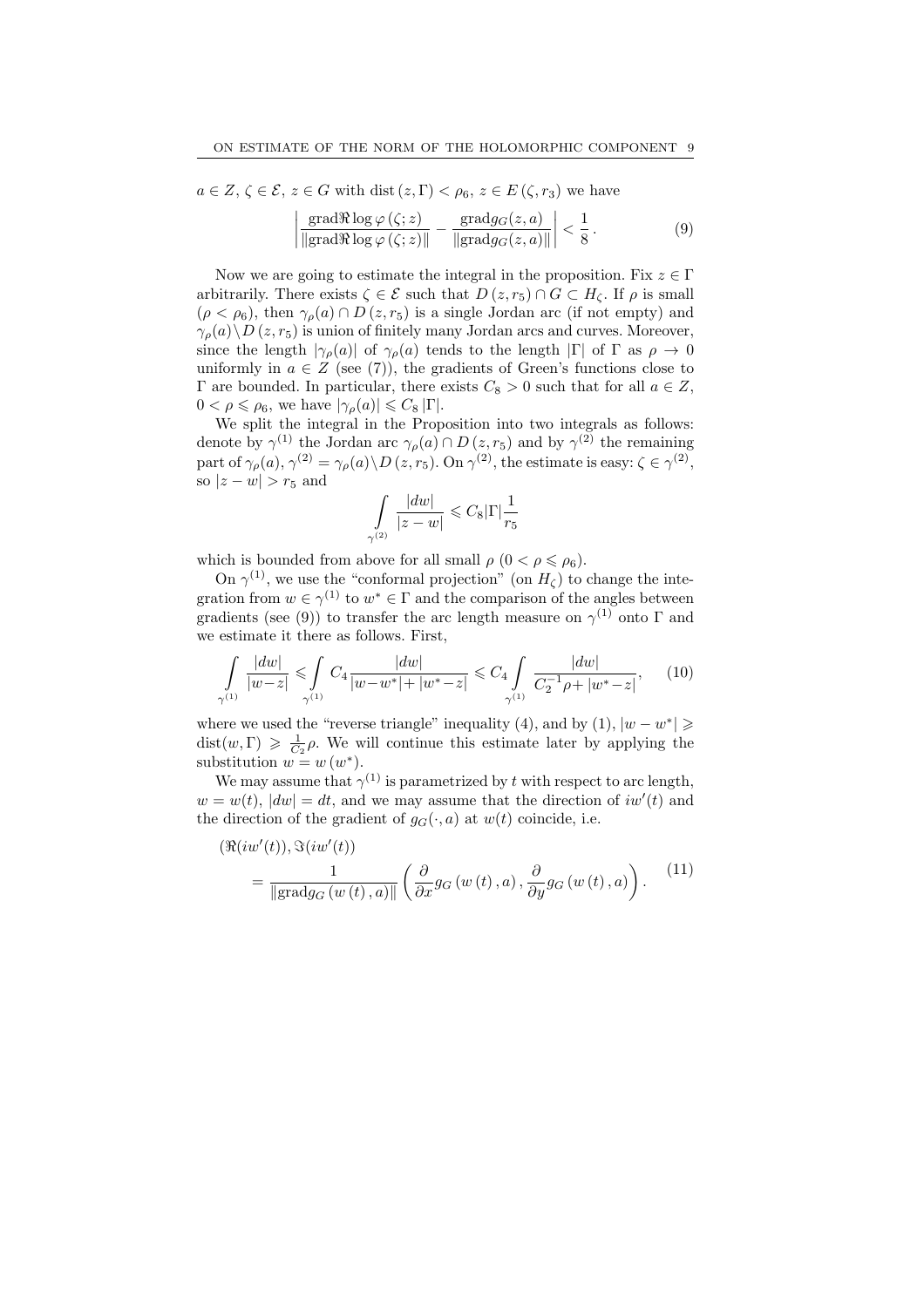$a \in Z$, $\zeta \in \mathcal{E}$, $z \in G$ with $\operatorname{dist}(z, \Gamma) < \rho_6$, $z \in E(\zeta, r_3)$ we have

$$\left| \frac{\operatorname{grad} \Re \log \varphi(\zeta; z)}{\|\operatorname{grad} \Re \log \varphi(\zeta; z)\|} - \frac{\operatorname{grad} g_G(z, a)}{\|\operatorname{grad} g_G(z, a)\|} \right| < \frac{1}{8} . \tag{9}$$

Now we are going to estimate the integral in the proposition. Fix $z \in \Gamma$ arbitrarily. There exists $\zeta \in \mathcal{E}$ such that $D(z, r_5) \cap G \subset H_\zeta$. If $\rho$ is small ($\rho < \rho_6$), then $\gamma_\rho(a) \cap D(z, r_5)$ is a single Jordan arc (if not empty) and $\gamma_\rho(a) \setminus D(z, r_5)$ is union of finitely many Jordan arcs and curves. Moreover, since the length $|\gamma_\rho(a)|$ of $\gamma_\rho(a)$ tends to the length $|\Gamma|$ of $\Gamma$ as $\rho \to 0$ uniformly in $a \in Z$ (see (7)), the gradients of Green's functions close to $\Gamma$ are bounded. In particular, there exists $C_8 > 0$ such that for all $a \in Z$, $0 < \rho \leqslant \rho_6$, we have $|\gamma_\rho(a)| \leqslant C_8 |\Gamma|$.

We split the integral in the Proposition into two integrals as follows: denote by $\gamma^{(1)}$ the Jordan arc $\gamma_\rho(a) \cap D(z, r_5)$ and by $\gamma^{(2)}$ the remaining part of $\gamma_\rho(a)$, $\gamma^{(2)} = \gamma_\rho(a) \setminus D(z, r_5)$. On $\gamma^{(2)}$, the estimate is easy: $\zeta \in \gamma^{(2)}$, so $|z - w| > r_5$ and

$$\int_{\gamma^{(2)}} \frac{|dw|}{|z - w|} \leqslant C_8 |\Gamma| \frac{1}{r_5}$$

which is bounded from above for all small $\rho$ ($0 < \rho \leqslant \rho_6$).

On $\gamma^{(1)}$, we use the "conformal projection" (on $H_\zeta$) to change the integration from $w \in \gamma^{(1)}$ to $w^* \in \Gamma$ and the comparison of the angles between gradients (see (9)) to transfer the arc length measure on $\gamma^{(1)}$ onto $\Gamma$ and we estimate it there as follows. First,

$$\int_{\gamma^{(1)}} \frac{|dw|}{|w - z|} \leqslant \int_{\gamma^{(1)}} C_4 \frac{|dw|}{|w - w^*| + |w^* - z|} \leqslant C_4 \int_{\gamma^{(1)}} \frac{|dw|}{C_2^{-1} \rho + |w^* - z|}, \tag{10}$$

where we used the "reverse triangle" inequality (4), and by (1), $|w - w^*| \geqslant \operatorname{dist}(w, \Gamma) \geqslant \frac{1}{C_2} \rho$. We will continue this estimate later by applying the substitution $w = w(w^*)$.

We may assume that $\gamma^{(1)}$ is parametrized by $t$ with respect to arc length, $w = w(t)$, $|dw| = dt$, and we may assume that the direction of $iw'(t)$ and the direction of the gradient of $g_G(\cdot, a)$ at $w(t)$ coincide, i.e.

$$\begin{aligned} &(\Re(iw'(t)), \Im(iw'(t))) \\ &\quad = \frac{1}{\|\operatorname{grad} g_G(w(t), a)\|} \left( \frac{\partial}{\partial x} g_G(w(t), a), \frac{\partial}{\partial y} g_G(w(t), a) \right). \end{aligned} \tag{11}$$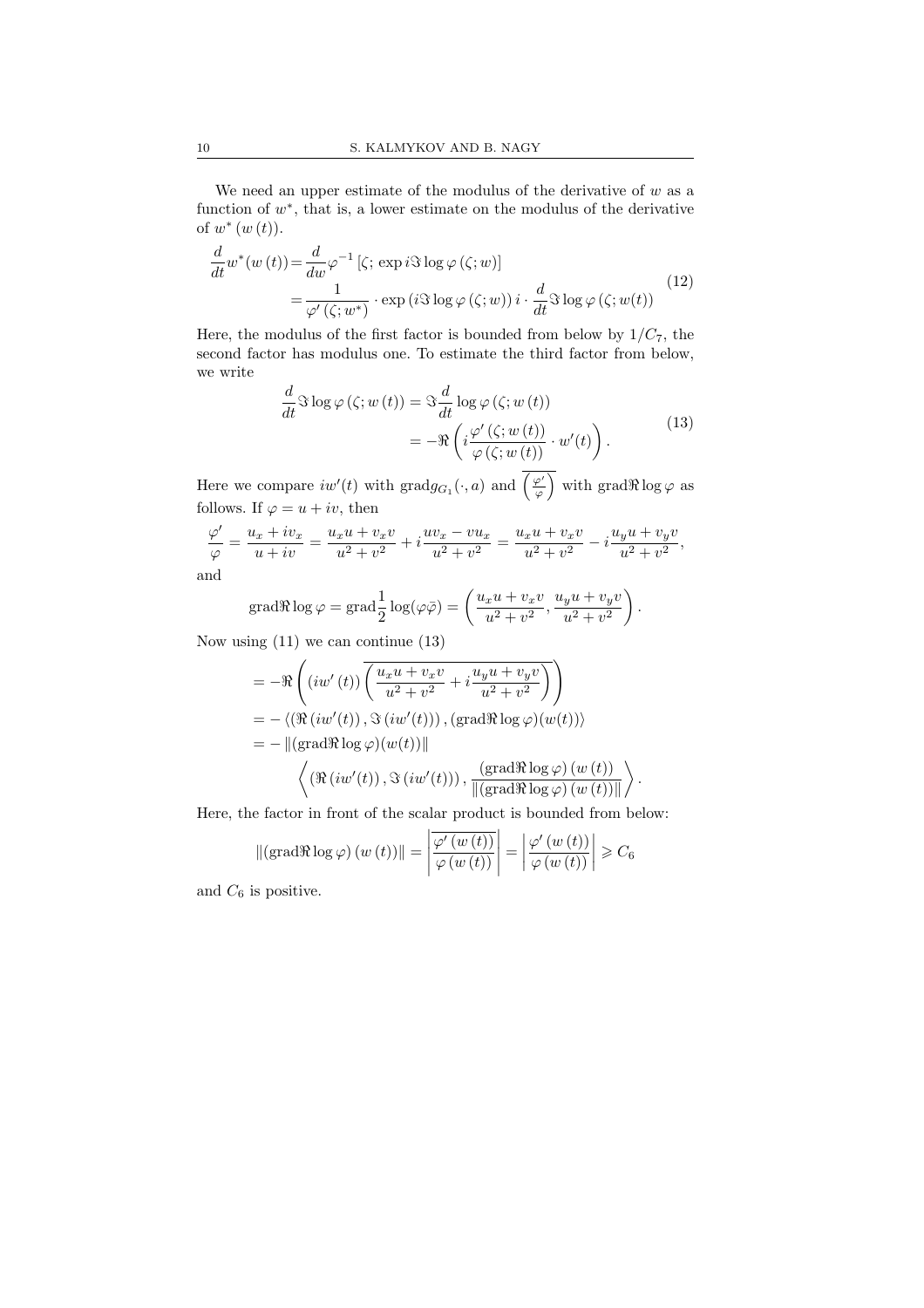We need an upper estimate of the modulus of the derivative of $w$ as a function of $w^*$, that is, a lower estimate on the modulus of the derivative of $w^*(w(t))$.

$$
\begin{aligned}
\frac{d}{dt} w^*(w(t)) &= \frac{d}{dw} \varphi^{-1}\left[\zeta;\, \exp i\Im \log \varphi(\zeta; w)\right] \\
&= \frac{1}{\varphi'(\zeta; w^*)} \cdot \exp\left(i\Im \log \varphi(\zeta; w)\right) i \cdot \frac{d}{dt} \Im \log \varphi(\zeta; w(t))
\end{aligned}
\tag{12}
$$

Here, the modulus of the first factor is bounded from below by $1/C_7$, the second factor has modulus one. To estimate the third factor from below, we write

$$
\begin{aligned}
\frac{d}{dt} \Im \log \varphi(\zeta; w(t)) &= \Im \frac{d}{dt} \log \varphi(\zeta; w(t)) \\
&= -\Re\left( i \frac{\varphi'(\zeta; w(t))}{\varphi(\zeta; w(t))} \cdot w'(t) \right).
\end{aligned}
\tag{13}
$$

Here we compare $iw'(t)$ with $\mathrm{grad} g_{G_1}(\cdot, a)$ and $\overline{\left(\frac{\varphi'}{\varphi}\right)}$ with $\mathrm{grad} \Re \log \varphi$ as follows. If $\varphi = u + iv$, then

$$
\frac{\varphi'}{\varphi} = \frac{u_x + iv_x}{u + iv} = \frac{u_x u + v_x v}{u^2 + v^2} + i \frac{uv_x - vu_x}{u^2 + v^2} = \frac{u_x u + v_x v}{u^2 + v^2} - i \frac{u_y u + v_y v}{u^2 + v^2},
$$

and

$$
\mathrm{grad} \Re \log \varphi = \mathrm{grad} \frac{1}{2} \log(\varphi \bar{\varphi}) = \left( \frac{u_x u + v_x v}{u^2 + v^2}, \frac{u_y u + v_y v}{u^2 + v^2} \right).
$$

Now using (11) we can continue (13)

$$
\begin{aligned}
&= -\Re\left( (iw'(t)) \overline{\left( \frac{u_x u + v_x v}{u^2 + v^2} + i \frac{u_y u + v_y v}{u^2 + v^2} \right)} \right) \\
&= -\left\langle \left(\Re(iw'(t)), \Im(iw'(t))\right), (\mathrm{grad} \Re \log \varphi)(w(t)) \right\rangle \\
&= -\left\| (\mathrm{grad} \Re \log \varphi)(w(t)) \right\| \\
&\qquad \left\langle \left(\Re(iw'(t)), \Im(iw'(t))\right), \frac{(\mathrm{grad} \Re \log \varphi)(w(t))}{\left\| (\mathrm{grad} \Re \log \varphi)(w(t)) \right\|} \right\rangle.
\end{aligned}
$$

Here, the factor in front of the scalar product is bounded from below:

$$
\left\| (\mathrm{grad} \Re \log \varphi)(w(t)) \right\| = \left| \overline{\frac{\varphi'(w(t))}{\varphi(w(t))}} \right| = \left| \frac{\varphi'(w(t))}{\varphi(w(t))} \right| \geqslant C_6
$$

and $C_6$ is positive.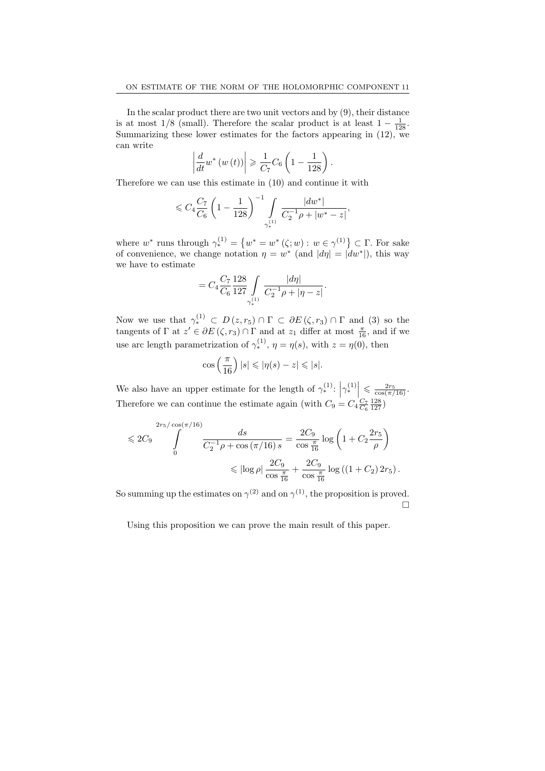In the scalar product there are two unit vectors and by (9), their distance is at most 1/8 (small). Therefore the scalar product is at least $1-\frac{1}{128}$. Summarizing these lower estimates for the factors appearing in (12), we can write

$$\left|\frac{d}{dt}w^{*}\left(w\left(t\right)\right)\right|\geqslant\frac{1}{C_{7}}C_{6}\left(1-\frac{1}{128}\right).$$

Therefore we can use this estimate in (10) and continue it with

$$\leqslant C_{4}\frac{C_{7}}{C_{6}}\left(1-\frac{1}{128}\right)^{-1}\int\limits_{\gamma_{*}^{(1)}}\frac{|dw^{*}|}{C_{2}^{-1}\rho+|w^{*}-z|},$$

where $w^{*}$ runs through $\gamma_{*}^{(1)}=\left\{w^{*}=w^{*}\left(\zeta;w\right):\,w\in\gamma^{(1)}\right\}\subset\Gamma$. For sake of convenience, we change notation $\eta=w^{*}$ (and $|d\eta|=|dw^{*}|$), this way we have to estimate

$$=C_{4}\frac{C_{7}}{C_{6}}\frac{128}{127}\int\limits_{\gamma_{*}^{(1)}}\frac{|d\eta|}{C_{2}^{-1}\rho+|\eta-z|}.$$

Now we use that $\gamma_{*}^{(1)}\subset D\left(z,r_{5}\right)\cap\Gamma\subset\partial E\left(\zeta,r_{3}\right)\cap\Gamma$ and (3) so the tangents of $\Gamma$ at $z'\in\partial E\left(\zeta,r_{3}\right)\cap\Gamma$ and at $z_{1}$ differ at most $\frac{\pi}{16}$, and if we use arc length parametrization of $\gamma_{*}^{(1)}$, $\eta=\eta(s)$, with $z=\eta(0)$, then

$$\cos\left(\frac{\pi}{16}\right)|s|\leqslant|\eta(s)-z|\leqslant|s|.$$

We also have an upper estimate for the length of $\gamma_{*}^{(1)}$: $\left|\gamma_{*}^{(1)}\right|\leqslant\frac{2r_{5}}{\cos(\pi/16)}$. Therefore we can continue the estimate again (with $C_{9}=C_{4}\frac{C_{7}}{C_{6}}\frac{128}{127}$)

$$\leqslant 2C_{9}\int\limits_{0}^{2r_{5}/\cos(\pi/16)}\frac{ds}{C_{2}^{-1}\rho+\cos\left(\pi/16\right)s}=\frac{2C_{9}}{\cos\frac{\pi}{16}}\log\left(1+C_{2}\frac{2r_{5}}{\rho}\right)$$

$$\leqslant|\log\rho|\,\frac{2C_{9}}{\cos\frac{\pi}{16}}+\frac{2C_{9}}{\cos\frac{\pi}{16}}\log\left(\left(1+C_{2}\right)2r_{5}\right).$$

So summing up the estimates on $\gamma^{(2)}$ and on $\gamma^{(1)}$, the proposition is proved. □

Using this proposition we can prove the main result of this paper.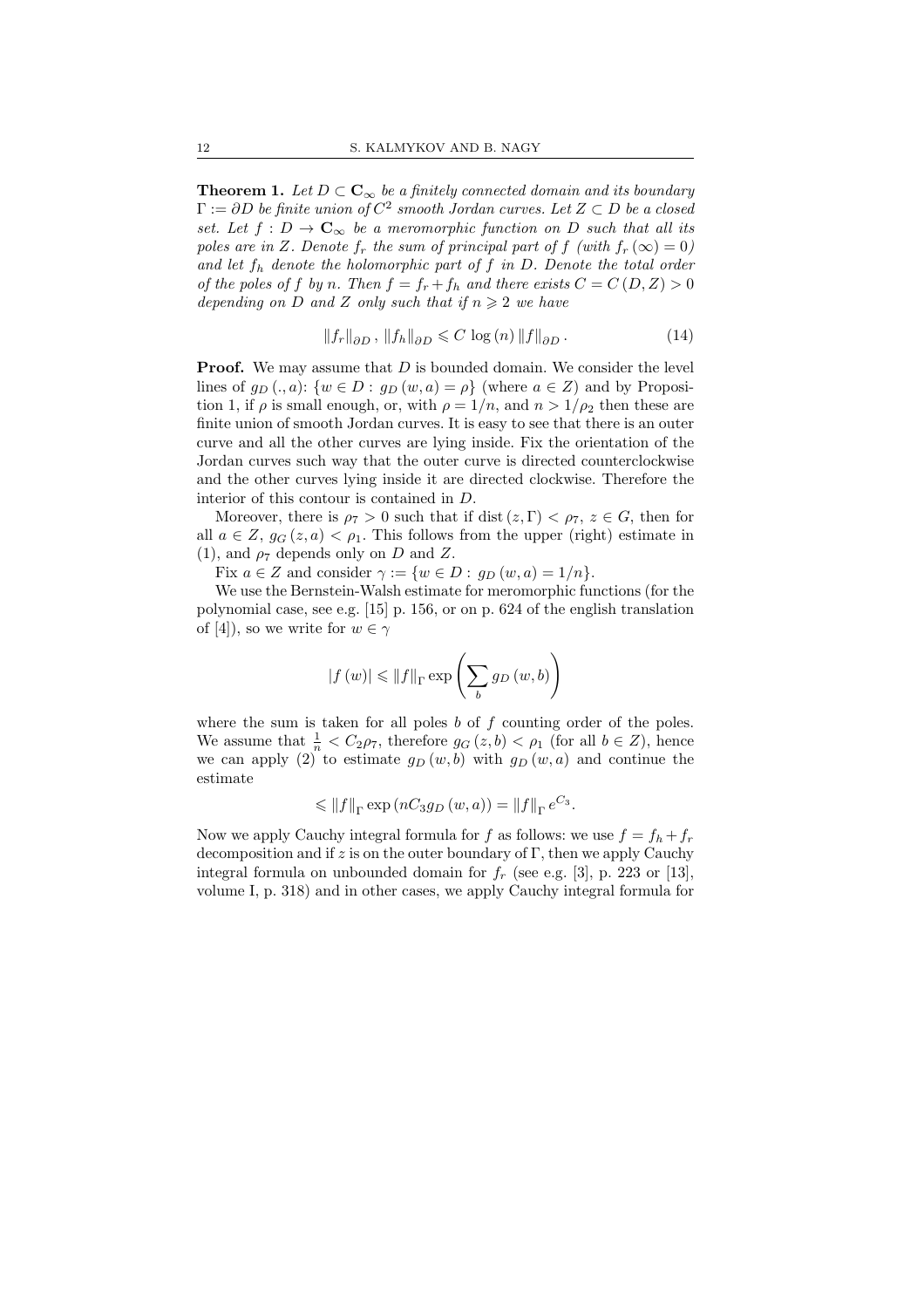**Theorem 1.** *Let $D \subset \mathbf{C}_\infty$ be a finitely connected domain and its boundary $\Gamma := \partial D$ be finite union of $C^2$ smooth Jordan curves. Let $Z \subset D$ be a closed set. Let $f : D \to \mathbf{C}_\infty$ be a meromorphic function on $D$ such that all its poles are in $Z$. Denote $f_r$ the sum of principal part of $f$ (with $f_r(\infty) = 0$) and let $f_h$ denote the holomorphic part of $f$ in $D$. Denote the total order of the poles of $f$ by $n$. Then $f = f_r + f_h$ and there exists $C = C(D, Z) > 0$ depending on $D$ and $Z$ only such that if $n \geqslant 2$ we have*

$$\|f_r\|_{\partial D}\,, \; \|f_h\|_{\partial D} \leqslant C\, \log(n)\, \|f\|_{\partial D}\,. \tag{14}$$

**Proof.** We may assume that $D$ is bounded domain. We consider the level lines of $g_D(.,a)$: $\{w \in D : g_D(w,a) = \rho\}$ (where $a \in Z$) and by Proposition 1, if $\rho$ is small enough, or, with $\rho = 1/n$, and $n > 1/\rho_2$ then these are finite union of smooth Jordan curves. It is easy to see that there is an outer curve and all the other curves are lying inside. Fix the orientation of the Jordan curves such way that the outer curve is directed counterclockwise and the other curves lying inside it are directed clockwise. Therefore the interior of this contour is contained in $D$.

Moreover, there is $\rho_7 > 0$ such that if $\operatorname{dist}(z, \Gamma) < \rho_7$, $z \in G$, then for all $a \in Z$, $g_G(z,a) < \rho_1$. This follows from the upper (right) estimate in (1), and $\rho_7$ depends only on $D$ and $Z$.

Fix $a \in Z$ and consider $\gamma := \{w \in D : g_D(w,a) = 1/n\}$.

We use the Bernstein-Walsh estimate for meromorphic functions (for the polynomial case, see e.g. [15] p. 156, or on p. 624 of the english translation of [4]), so we write for $w \in \gamma$

$$|f(w)| \leqslant \|f\|_\Gamma \exp\left(\sum_b g_D(w,b)\right)$$

where the sum is taken for all poles $b$ of $f$ counting order of the poles. We assume that $\frac{1}{n} < C_2 \rho_7$, therefore $g_G(z,b) < \rho_1$ (for all $b \in Z$), hence we can apply (2) to estimate $g_D(w,b)$ with $g_D(w,a)$ and continue the estimate

$$\leqslant \|f\|_\Gamma \exp\left(n C_3 g_D(w,a)\right) = \|f\|_\Gamma\, e^{C_3}.$$

Now we apply Cauchy integral formula for $f$ as follows: we use $f = f_h + f_r$ decomposition and if $z$ is on the outer boundary of $\Gamma$, then we apply Cauchy integral formula on unbounded domain for $f_r$ (see e.g. [3], p. 223 or [13], volume I, p. 318) and in other cases, we apply Cauchy integral formula for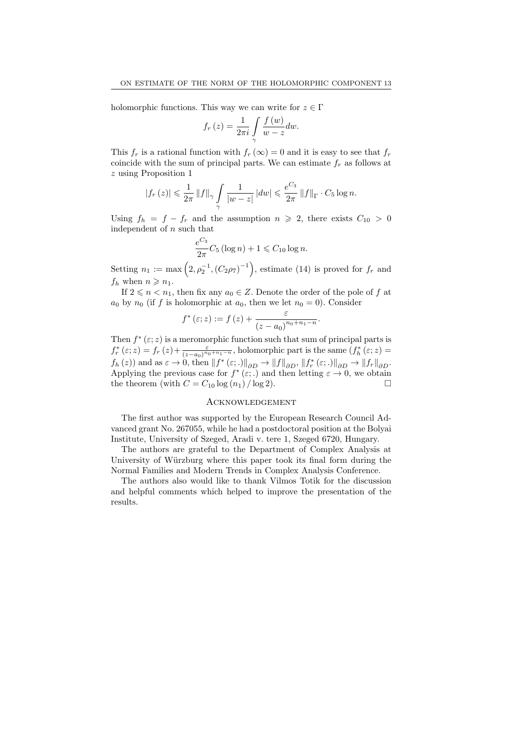holomorphic functions. This way we can write for $z \in \Gamma$

$$f_r(z) = \frac{1}{2\pi i} \int\limits_{\gamma} \frac{f(w)}{w - z} dw.$$

This $f_r$ is a rational function with $f_r(\infty) = 0$ and it is easy to see that $f_r$ coincide with the sum of principal parts. We can estimate $f_r$ as follows at $z$ using Proposition 1

$$|f_r(z)| \leqslant \frac{1}{2\pi} \|f\|_{\gamma} \int\limits_{\gamma} \frac{1}{|w - z|} |dw| \leqslant \frac{e^{C_3}}{2\pi} \|f\|_{\Gamma} \cdot C_5 \log n.$$

Using $f_h = f - f_r$ and the assumption $n \geqslant 2$, there exists $C_{10} > 0$ independent of $n$ such that

$$\frac{e^{C_3}}{2\pi} C_5 (\log n) + 1 \leqslant C_{10} \log n.$$

Setting $n_1 := \max\left(2, \rho_2^{-1}, (C_2 \rho_7)^{-1}\right)$, estimate (14) is proved for $f_r$ and $f_h$ when $n \geqslant n_1$.

If $2 \leqslant n < n_1$, then fix any $a_0 \in Z$. Denote the order of the pole of $f$ at $a_0$ by $n_0$ (if $f$ is holomorphic at $a_0$, then we let $n_0 = 0$). Consider

$$f^*(\varepsilon; z) := f(z) + \frac{\varepsilon}{(z - a_0)^{n_0 + n_1 - n}}.$$

Then $f^*(\varepsilon; z)$ is a meromorphic function such that sum of principal parts is $f_r^*(\varepsilon; z) = f_r(z) + \frac{\varepsilon}{(z-a_0)^{n_0+n_1-n}}$, holomorphic part is the same ($f_h^*(\varepsilon; z) = f_h(z)$) and as $\varepsilon \to 0$, then $\|f^*(\varepsilon; .)\|_{\partial D} \to \|f\|_{\partial D}$, $\|f_r^*(\varepsilon; .)\|_{\partial D} \to \|f_r\|_{\partial D}$. Applying the previous case for $f^*(\varepsilon; .)$ and then letting $\varepsilon \to 0$, we obtain the theorem (with $C = C_{10} \log(n_1) / \log 2$). $\square$

## Acknowledgement

The first author was supported by the European Research Council Advanced grant No. 267055, while he had a postdoctoral position at the Bolyai Institute, University of Szeged, Aradi v. tere 1, Szeged 6720, Hungary.

The authors are grateful to the Department of Complex Analysis at University of Würzburg where this paper took its final form during the Normal Families and Modern Trends in Complex Analysis Conference.

The authors also would like to thank Vilmos Totik for the discussion and helpful comments which helped to improve the presentation of the results.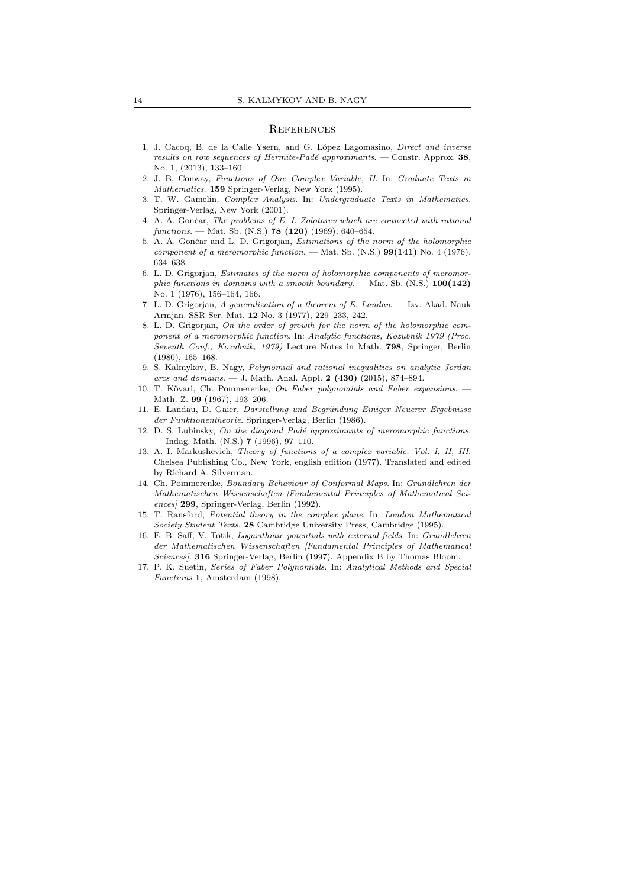## References

1. J. Cacoq, B. de la Calle Ysern, and G. López Lagomasino, *Direct and inverse results on row sequences of Hermite-Padé approximants*. — Constr. Approx. **38**, No. 1, (2013), 133–160.
2. J. B. Conway, *Functions of One Complex Variable, II*. In: *Graduate Texts in Mathematics*. **159** Springer-Verlag, New York (1995).
3. T. W. Gamelin, *Complex Analysis*. In: *Undergraduate Texts in Mathematics*. Springer-Verlag, New York (2001).
4. A. A. Gončar, *The problems of E. I. Zolotarev which are connected with rational functions*. — Mat. Sb. (N.S.) **78 (120)** (1969), 640–654.
5. A. A. Gončar and L. D. Grigorjan, *Estimations of the norm of the holomorphic component of a meromorphic function*. — Mat. Sb. (N.S.) **99(141)** No. 4 (1976), 634–638.
6. L. D. Grigorjan, *Estimates of the norm of holomorphic components of meromorphic functions in domains with a smooth boundary*. — Mat. Sb. (N.S.) **100(142)** No. 1 (1976), 156–164, 166.
7. L. D. Grigorjan, *A generalization of a theorem of E. Landau*. — Izv. Akad. Nauk Armjan. SSR Ser. Mat. **12** No. 3 (1977), 229–233, 242.
8. L. D. Grigorjan, *On the order of growth for the norm of the holomorphic component of a meromorphic function*. In: *Analytic functions, Kozubnik 1979 (Proc. Seventh Conf., Kozubnik, 1979)* Lecture Notes in Math. **798**, Springer, Berlin (1980), 165–168.
9. S. Kalmykov, B. Nagy, *Polynomial and rational inequalities on analytic Jordan arcs and domains*. — J. Math. Anal. Appl. **2 (430)** (2015), 874–894.
10. T. Kövari, Ch. Pommerenke, *On Faber polynomials and Faber expansions*. — Math. Z. **99** (1967), 193–206.
11. E. Landau, D. Gaier, *Darstellung und Begründung Einiger Neuerer Ergebnisse der Funktionentheorie*. Springer-Verlag, Berlin (1986).
12. D. S. Lubinsky, *On the diagonal Padé approximants of meromorphic functions*. — Indag. Math. (N.S.) **7** (1996), 97–110.
13. A. I. Markushevich, *Theory of functions of a complex variable. Vol. I, II, III*. Chelsea Publishing Co., New York, english edition (1977). Translated and edited by Richard A. Silverman.
14. Ch. Pommerenke, *Boundary Behaviour of Conformal Maps*. In: *Grundlehren der Mathematischen Wissenschaften [Fundamental Principles of Mathematical Sciences]* **299**, Springer-Verlag, Berlin (1992).
15. T. Ransford, *Potential theory in the complex plane*. In: *London Mathematical Society Student Texts*. **28** Cambridge University Press, Cambridge (1995).
16. E. B. Saff, V. Totik, *Logarithmic potentials with external fields*. In: *Grundlehren der Mathematischen Wissenschaften [Fundamental Principles of Mathematical Sciences]*. **316** Springer-Verlag, Berlin (1997). Appendix B by Thomas Bloom.
17. P. K. Suetin, *Series of Faber Polynomials*. In: *Analytical Methods and Special Functions* **1**, Amsterdam (1998).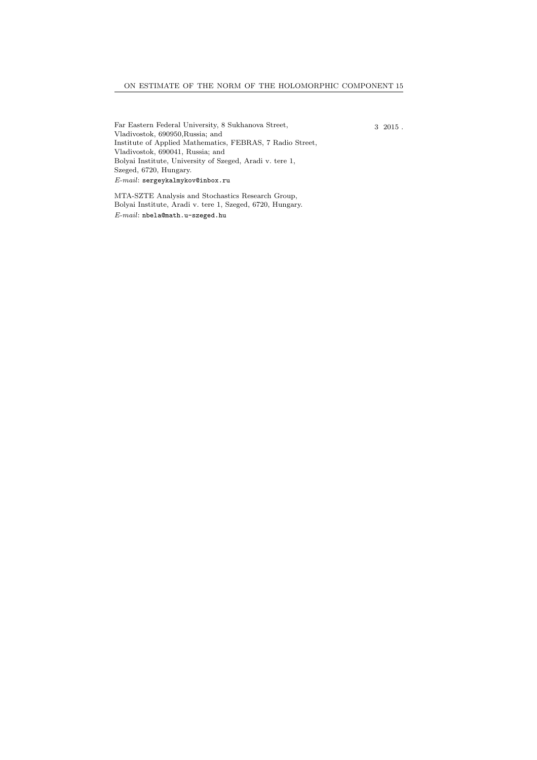Far Eastern Federal University, 8 Sukhanova Street,
Vladivostok, 690950,Russia; and
Institute of Applied Mathematics, FEBRAS, 7 Radio Street,
Vladivostok, 690041, Russia; and
Bolyai Institute, University of Szeged, Aradi v. tere 1,
Szeged, 6720, Hungary.
*E-mail*: sergeykalmykov@inbox.ru

3 2015 .

MTA-SZTE Analysis and Stochastics Research Group,
Bolyai Institute, Aradi v. tere 1, Szeged, 6720, Hungary.
*E-mail*: nbela@math.u-szeged.hu